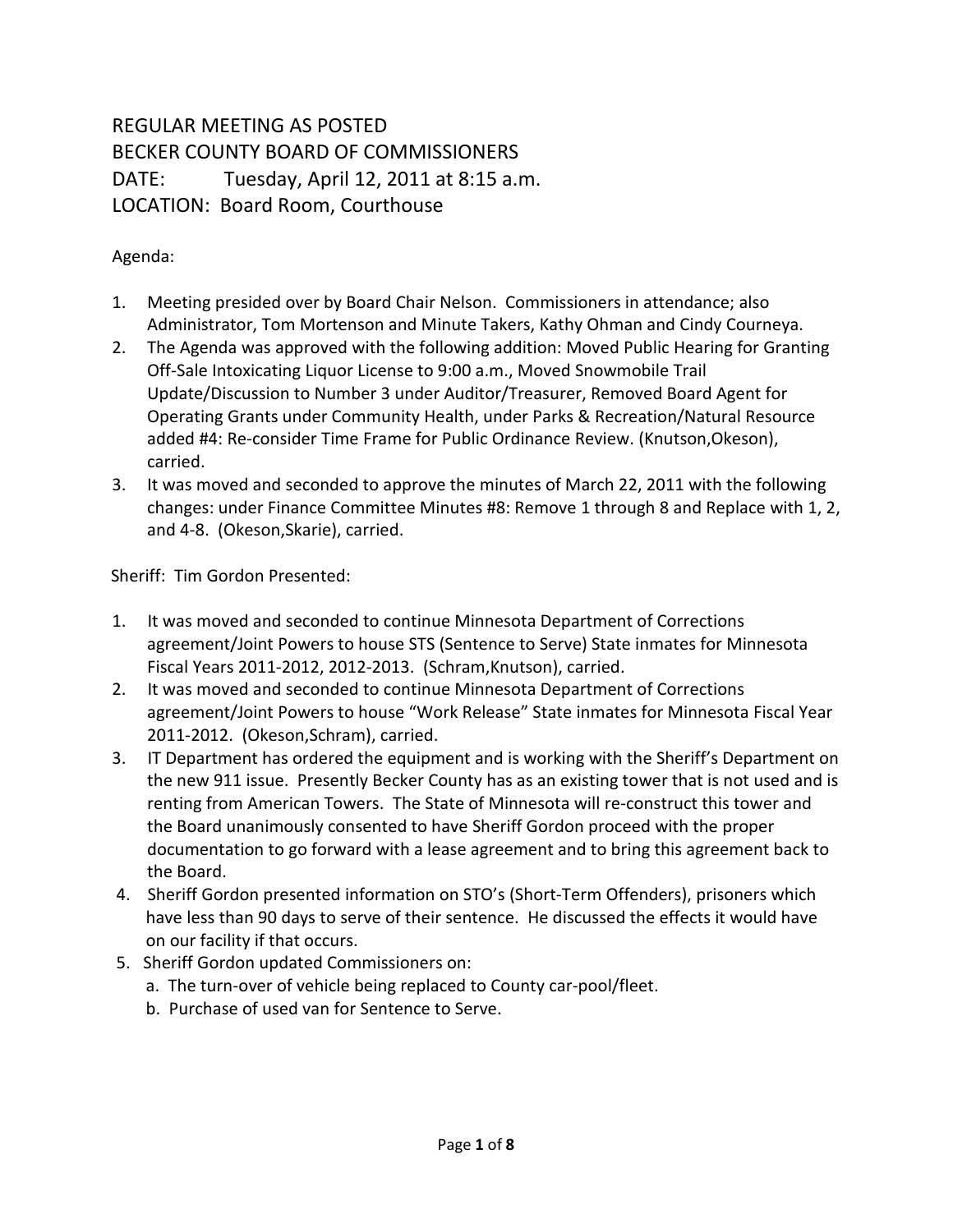REGULAR MEETING AS POSTED
BECKER COUNTY BOARD OF COMMISSIONERS
DATE: Tuesday, April 12, 2011 at 8:15 a.m.
LOCATION: Board Room, Courthouse

Agenda:

1. Meeting presided over by Board Chair Nelson. Commissioners in attendance; also Administrator, Tom Mortenson and Minute Takers, Kathy Ohman and Cindy Courneya.
2. The Agenda was approved with the following addition: Moved Public Hearing for Granting Off-Sale Intoxicating Liquor License to 9:00 a.m., Moved Snowmobile Trail Update/Discussion to Number 3 under Auditor/Treasurer, Removed Board Agent for Operating Grants under Community Health, under Parks & Recreation/Natural Resource added #4: Re-consider Time Frame for Public Ordinance Review. (Knutson,Okeson), carried.
3. It was moved and seconded to approve the minutes of March 22, 2011 with the following changes: under Finance Committee Minutes #8: Remove 1 through 8 and Replace with 1, 2, and 4-8. (Okeson,Skarie), carried.

Sheriff: Tim Gordon Presented:

1. It was moved and seconded to continue Minnesota Department of Corrections agreement/Joint Powers to house STS (Sentence to Serve) State inmates for Minnesota Fiscal Years 2011-2012, 2012-2013. (Schram,Knutson), carried.
2. It was moved and seconded to continue Minnesota Department of Corrections agreement/Joint Powers to house "Work Release" State inmates for Minnesota Fiscal Year 2011-2012. (Okeson,Schram), carried.
3. IT Department has ordered the equipment and is working with the Sheriff's Department on the new 911 issue. Presently Becker County has as an existing tower that is not used and is renting from American Towers. The State of Minnesota will re-construct this tower and the Board unanimously consented to have Sheriff Gordon proceed with the proper documentation to go forward with a lease agreement and to bring this agreement back to the Board.
4. Sheriff Gordon presented information on STO's (Short-Term Offenders), prisoners which have less than 90 days to serve of their sentence. He discussed the effects it would have on our facility if that occurs.
5. Sheriff Gordon updated Commissioners on:
   a. The turn-over of vehicle being replaced to County car-pool/fleet.
   b. Purchase of used van for Sentence to Serve.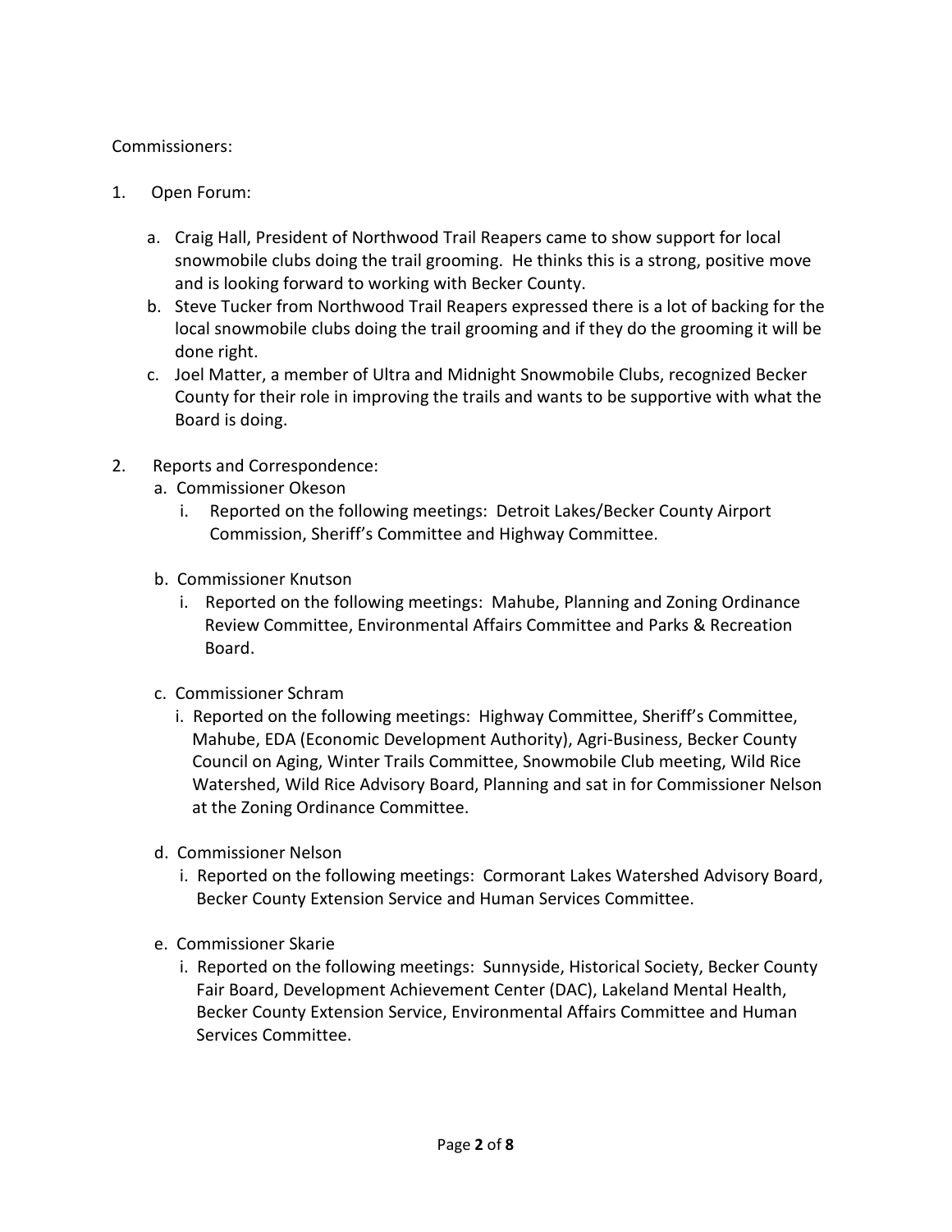Commissioners:

1. Open Forum:

   a. Craig Hall, President of Northwood Trail Reapers came to show support for local snowmobile clubs doing the trail grooming. He thinks this is a strong, positive move and is looking forward to working with Becker County.
   b. Steve Tucker from Northwood Trail Reapers expressed there is a lot of backing for the local snowmobile clubs doing the trail grooming and if they do the grooming it will be done right.
   c. Joel Matter, a member of Ultra and Midnight Snowmobile Clubs, recognized Becker County for their role in improving the trails and wants to be supportive with what the Board is doing.

2. Reports and Correspondence:
   a. Commissioner Okeson
      i. Reported on the following meetings: Detroit Lakes/Becker County Airport Commission, Sheriff's Committee and Highway Committee.

   b. Commissioner Knutson
      i. Reported on the following meetings: Mahube, Planning and Zoning Ordinance Review Committee, Environmental Affairs Committee and Parks & Recreation Board.

   c. Commissioner Schram
      i. Reported on the following meetings: Highway Committee, Sheriff's Committee, Mahube, EDA (Economic Development Authority), Agri-Business, Becker County Council on Aging, Winter Trails Committee, Snowmobile Club meeting, Wild Rice Watershed, Wild Rice Advisory Board, Planning and sat in for Commissioner Nelson at the Zoning Ordinance Committee.

   d. Commissioner Nelson
      i. Reported on the following meetings: Cormorant Lakes Watershed Advisory Board, Becker County Extension Service and Human Services Committee.

   e. Commissioner Skarie
      i. Reported on the following meetings: Sunnyside, Historical Society, Becker County Fair Board, Development Achievement Center (DAC), Lakeland Mental Health, Becker County Extension Service, Environmental Affairs Committee and Human Services Committee.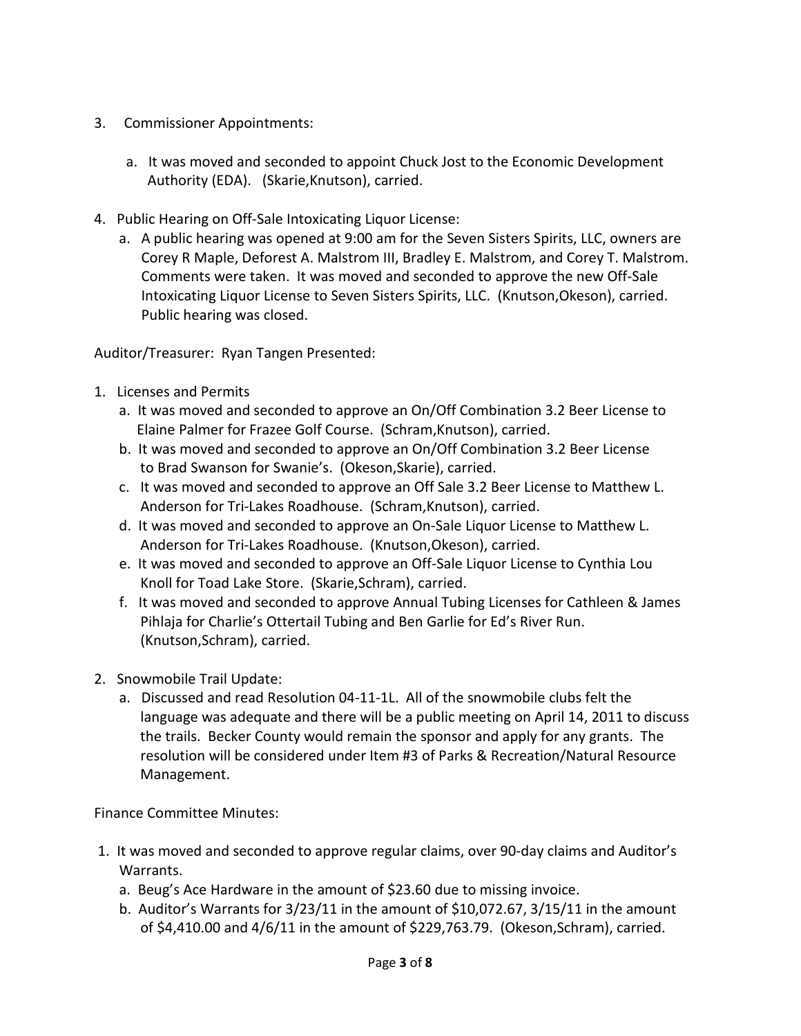3. Commissioner Appointments:

   a. It was moved and seconded to appoint Chuck Jost to the Economic Development Authority (EDA). (Skarie,Knutson), carried.

4. Public Hearing on Off-Sale Intoxicating Liquor License:
   a. A public hearing was opened at 9:00 am for the Seven Sisters Spirits, LLC, owners are Corey R Maple, Deforest A. Malstrom III, Bradley E. Malstrom, and Corey T. Malstrom. Comments were taken. It was moved and seconded to approve the new Off-Sale Intoxicating Liquor License to Seven Sisters Spirits, LLC. (Knutson,Okeson), carried. Public hearing was closed.

Auditor/Treasurer: Ryan Tangen Presented:

1. Licenses and Permits
   a. It was moved and seconded to approve an On/Off Combination 3.2 Beer License to Elaine Palmer for Frazee Golf Course. (Schram,Knutson), carried.
   b. It was moved and seconded to approve an On/Off Combination 3.2 Beer License to Brad Swanson for Swanie's. (Okeson,Skarie), carried.
   c. It was moved and seconded to approve an Off Sale 3.2 Beer License to Matthew L. Anderson for Tri-Lakes Roadhouse. (Schram,Knutson), carried.
   d. It was moved and seconded to approve an On-Sale Liquor License to Matthew L. Anderson for Tri-Lakes Roadhouse. (Knutson,Okeson), carried.
   e. It was moved and seconded to approve an Off-Sale Liquor License to Cynthia Lou Knoll for Toad Lake Store. (Skarie,Schram), carried.
   f. It was moved and seconded to approve Annual Tubing Licenses for Cathleen & James Pihlaja for Charlie's Ottertail Tubing and Ben Garlie for Ed's River Run. (Knutson,Schram), carried.

2. Snowmobile Trail Update:
   a. Discussed and read Resolution 04-11-1L. All of the snowmobile clubs felt the language was adequate and there will be a public meeting on April 14, 2011 to discuss the trails. Becker County would remain the sponsor and apply for any grants. The resolution will be considered under Item #3 of Parks & Recreation/Natural Resource Management.

Finance Committee Minutes:

1. It was moved and seconded to approve regular claims, over 90-day claims and Auditor's Warrants.
   a. Beug's Ace Hardware in the amount of $23.60 due to missing invoice.
   b. Auditor's Warrants for 3/23/11 in the amount of $10,072.67, 3/15/11 in the amount of $4,410.00 and 4/6/11 in the amount of $229,763.79. (Okeson,Schram), carried.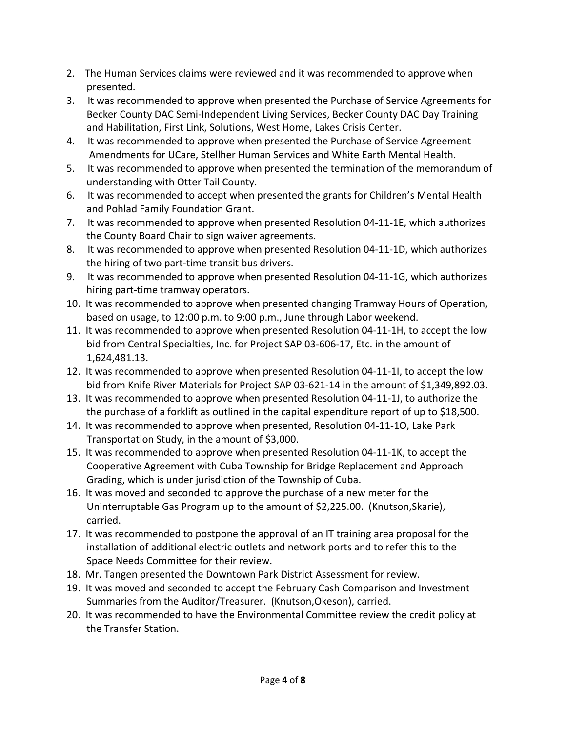2. The Human Services claims were reviewed and it was recommended to approve when presented.
3. It was recommended to approve when presented the Purchase of Service Agreements for Becker County DAC Semi-Independent Living Services, Becker County DAC Day Training and Habilitation, First Link, Solutions, West Home, Lakes Crisis Center.
4. It was recommended to approve when presented the Purchase of Service Agreement Amendments for UCare, Stellher Human Services and White Earth Mental Health.
5. It was recommended to approve when presented the termination of the memorandum of understanding with Otter Tail County.
6. It was recommended to accept when presented the grants for Children's Mental Health and Pohlad Family Foundation Grant.
7. It was recommended to approve when presented Resolution 04-11-1E, which authorizes the County Board Chair to sign waiver agreements.
8. It was recommended to approve when presented Resolution 04-11-1D, which authorizes the hiring of two part-time transit bus drivers.
9. It was recommended to approve when presented Resolution 04-11-1G, which authorizes hiring part-time tramway operators.
10. It was recommended to approve when presented changing Tramway Hours of Operation, based on usage, to 12:00 p.m. to 9:00 p.m., June through Labor weekend.
11. It was recommended to approve when presented Resolution 04-11-1H, to accept the low bid from Central Specialties, Inc. for Project SAP 03-606-17, Etc. in the amount of 1,624,481.13.
12. It was recommended to approve when presented Resolution 04-11-1I, to accept the low bid from Knife River Materials for Project SAP 03-621-14 in the amount of $1,349,892.03.
13. It was recommended to approve when presented Resolution 04-11-1J, to authorize the the purchase of a forklift as outlined in the capital expenditure report of up to $18,500.
14. It was recommended to approve when presented, Resolution 04-11-1O, Lake Park Transportation Study, in the amount of $3,000.
15. It was recommended to approve when presented Resolution 04-11-1K, to accept the Cooperative Agreement with Cuba Township for Bridge Replacement and Approach Grading, which is under jurisdiction of the Township of Cuba.
16. It was moved and seconded to approve the purchase of a new meter for the Uninterruptable Gas Program up to the amount of $2,225.00. (Knutson,Skarie), carried.
17. It was recommended to postpone the approval of an IT training area proposal for the installation of additional electric outlets and network ports and to refer this to the Space Needs Committee for their review.
18. Mr. Tangen presented the Downtown Park District Assessment for review.
19. It was moved and seconded to accept the February Cash Comparison and Investment Summaries from the Auditor/Treasurer. (Knutson,Okeson), carried.
20. It was recommended to have the Environmental Committee review the credit policy at the Transfer Station.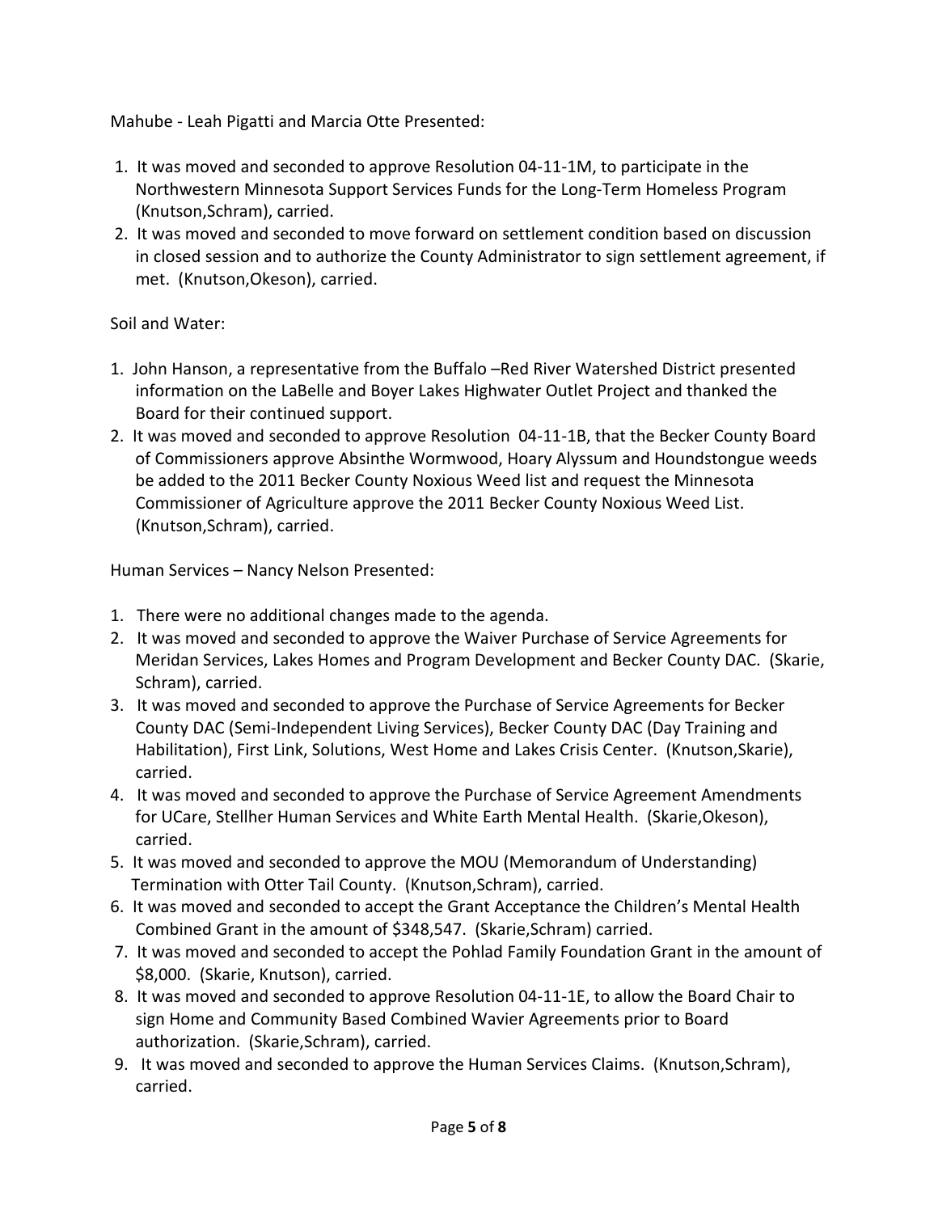Mahube - Leah Pigatti and Marcia Otte Presented:

1. It was moved and seconded to approve Resolution 04-11-1M, to participate in the Northwestern Minnesota Support Services Funds for the Long-Term Homeless Program (Knutson,Schram), carried.
2. It was moved and seconded to move forward on settlement condition based on discussion in closed session and to authorize the County Administrator to sign settlement agreement, if met. (Knutson,Okeson), carried.

Soil and Water:

1. John Hanson, a representative from the Buffalo –Red River Watershed District presented information on the LaBelle and Boyer Lakes Highwater Outlet Project and thanked the Board for their continued support.
2. It was moved and seconded to approve Resolution 04-11-1B, that the Becker County Board of Commissioners approve Absinthe Wormwood, Hoary Alyssum and Houndstongue weeds be added to the 2011 Becker County Noxious Weed list and request the Minnesota Commissioner of Agriculture approve the 2011 Becker County Noxious Weed List. (Knutson,Schram), carried.

Human Services – Nancy Nelson Presented:

1. There were no additional changes made to the agenda.
2. It was moved and seconded to approve the Waiver Purchase of Service Agreements for Meridan Services, Lakes Homes and Program Development and Becker County DAC. (Skarie, Schram), carried.
3. It was moved and seconded to approve the Purchase of Service Agreements for Becker County DAC (Semi-Independent Living Services), Becker County DAC (Day Training and Habilitation), First Link, Solutions, West Home and Lakes Crisis Center. (Knutson,Skarie), carried.
4. It was moved and seconded to approve the Purchase of Service Agreement Amendments for UCare, Stellher Human Services and White Earth Mental Health. (Skarie,Okeson), carried.
5. It was moved and seconded to approve the MOU (Memorandum of Understanding) Termination with Otter Tail County. (Knutson,Schram), carried.
6. It was moved and seconded to accept the Grant Acceptance the Children's Mental Health Combined Grant in the amount of $348,547. (Skarie,Schram) carried.
7. It was moved and seconded to accept the Pohlad Family Foundation Grant in the amount of $8,000. (Skarie, Knutson), carried.
8. It was moved and seconded to approve Resolution 04-11-1E, to allow the Board Chair to sign Home and Community Based Combined Wavier Agreements prior to Board authorization. (Skarie,Schram), carried.
9. It was moved and seconded to approve the Human Services Claims. (Knutson,Schram), carried.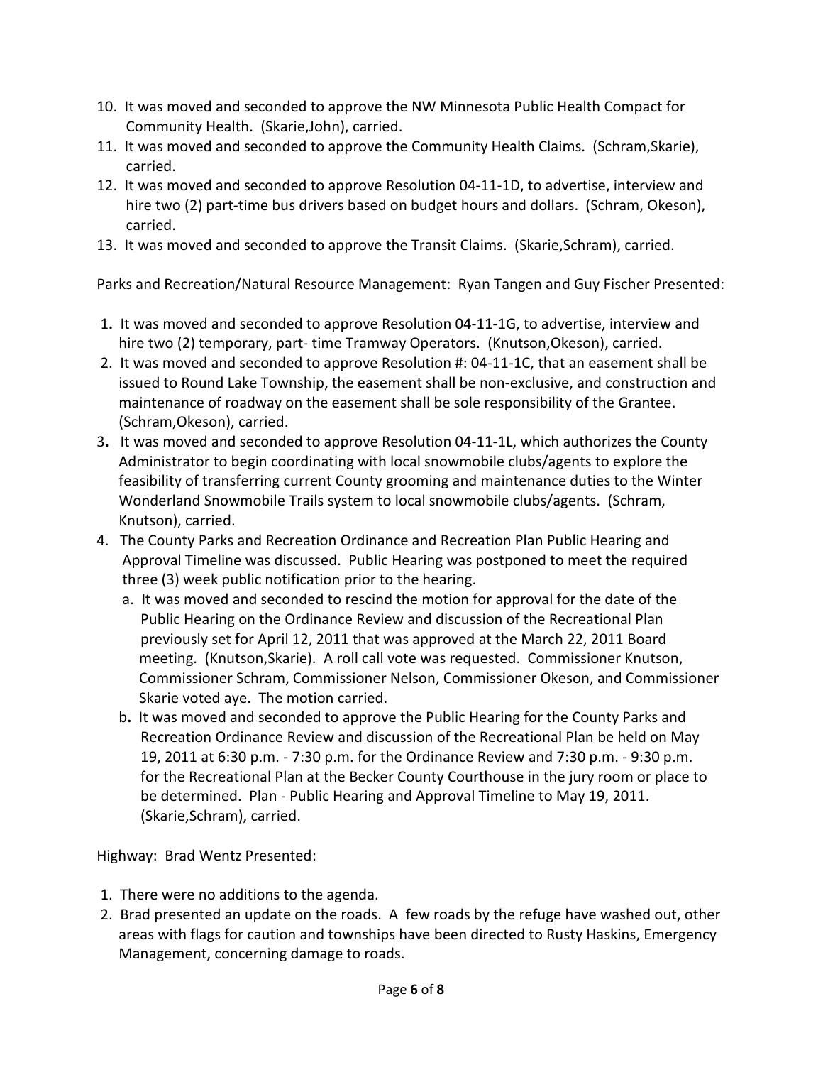10. It was moved and seconded to approve the NW Minnesota Public Health Compact for Community Health. (Skarie,John), carried.
11. It was moved and seconded to approve the Community Health Claims. (Schram,Skarie), carried.
12. It was moved and seconded to approve Resolution 04-11-1D, to advertise, interview and hire two (2) part-time bus drivers based on budget hours and dollars. (Schram, Okeson), carried.
13. It was moved and seconded to approve the Transit Claims. (Skarie,Schram), carried.

Parks and Recreation/Natural Resource Management: Ryan Tangen and Guy Fischer Presented:

1. It was moved and seconded to approve Resolution 04-11-1G, to advertise, interview and hire two (2) temporary, part- time Tramway Operators. (Knutson,Okeson), carried.
2. It was moved and seconded to approve Resolution #: 04-11-1C, that an easement shall be issued to Round Lake Township, the easement shall be non-exclusive, and construction and maintenance of roadway on the easement shall be sole responsibility of the Grantee. (Schram,Okeson), carried.
3. It was moved and seconded to approve Resolution 04-11-1L, which authorizes the County Administrator to begin coordinating with local snowmobile clubs/agents to explore the feasibility of transferring current County grooming and maintenance duties to the Winter Wonderland Snowmobile Trails system to local snowmobile clubs/agents. (Schram, Knutson), carried.
4. The County Parks and Recreation Ordinance and Recreation Plan Public Hearing and Approval Timeline was discussed. Public Hearing was postponed to meet the required three (3) week public notification prior to the hearing.
   a. It was moved and seconded to rescind the motion for approval for the date of the Public Hearing on the Ordinance Review and discussion of the Recreational Plan previously set for April 12, 2011 that was approved at the March 22, 2011 Board meeting. (Knutson,Skarie). A roll call vote was requested. Commissioner Knutson, Commissioner Schram, Commissioner Nelson, Commissioner Okeson, and Commissioner Skarie voted aye. The motion carried.
   b. It was moved and seconded to approve the Public Hearing for the County Parks and Recreation Ordinance Review and discussion of the Recreational Plan be held on May 19, 2011 at 6:30 p.m. - 7:30 p.m. for the Ordinance Review and 7:30 p.m. - 9:30 p.m. for the Recreational Plan at the Becker County Courthouse in the jury room or place to be determined. Plan - Public Hearing and Approval Timeline to May 19, 2011. (Skarie,Schram), carried.

Highway: Brad Wentz Presented:

1. There were no additions to the agenda.
2. Brad presented an update on the roads. A few roads by the refuge have washed out, other areas with flags for caution and townships have been directed to Rusty Haskins, Emergency Management, concerning damage to roads.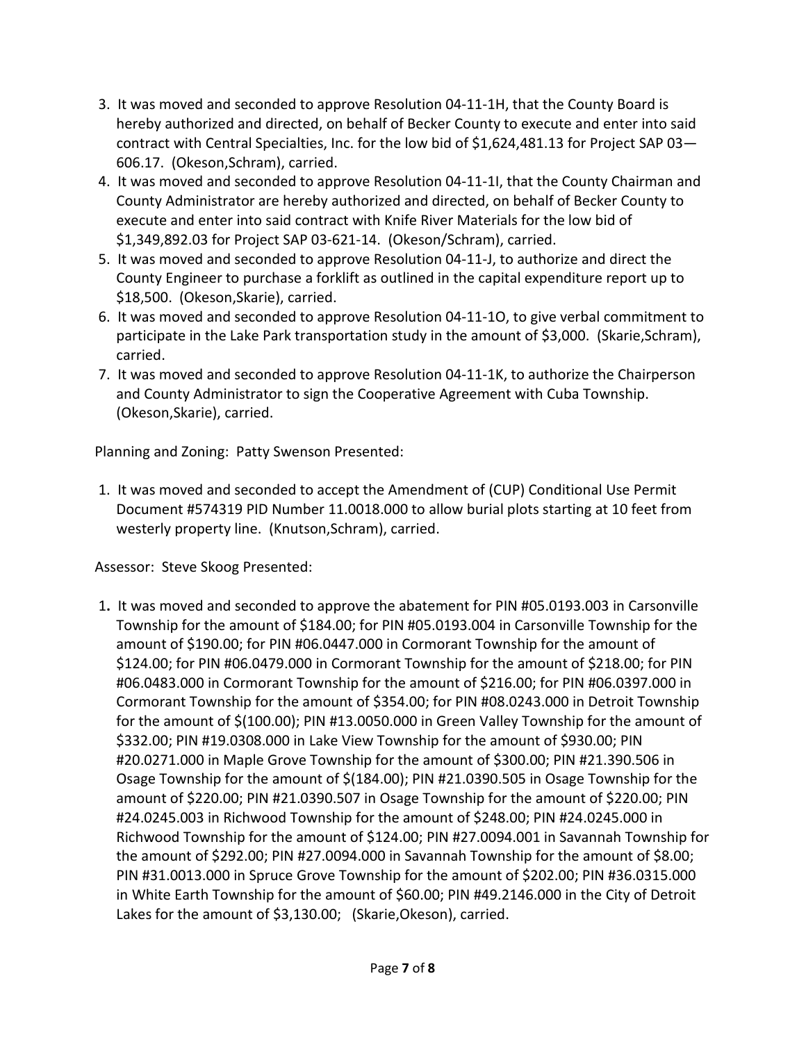3. It was moved and seconded to approve Resolution 04-11-1H, that the County Board is hereby authorized and directed, on behalf of Becker County to execute and enter into said contract with Central Specialties, Inc. for the low bid of $1,624,481.13 for Project SAP 03—606.17. (Okeson,Schram), carried.
4. It was moved and seconded to approve Resolution 04-11-1I, that the County Chairman and County Administrator are hereby authorized and directed, on behalf of Becker County to execute and enter into said contract with Knife River Materials for the low bid of $1,349,892.03 for Project SAP 03-621-14. (Okeson/Schram), carried.
5. It was moved and seconded to approve Resolution 04-11-J, to authorize and direct the County Engineer to purchase a forklift as outlined in the capital expenditure report up to $18,500. (Okeson,Skarie), carried.
6. It was moved and seconded to approve Resolution 04-11-1O, to give verbal commitment to participate in the Lake Park transportation study in the amount of $3,000. (Skarie,Schram), carried.
7. It was moved and seconded to approve Resolution 04-11-1K, to authorize the Chairperson and County Administrator to sign the Cooperative Agreement with Cuba Township. (Okeson,Skarie), carried.

Planning and Zoning: Patty Swenson Presented:

1. It was moved and seconded to accept the Amendment of (CUP) Conditional Use Permit Document #574319 PID Number 11.0018.000 to allow burial plots starting at 10 feet from westerly property line. (Knutson,Schram), carried.

Assessor: Steve Skoog Presented:

1. It was moved and seconded to approve the abatement for PIN #05.0193.003 in Carsonville Township for the amount of $184.00; for PIN #05.0193.004 in Carsonville Township for the amount of $190.00; for PIN #06.0447.000 in Cormorant Township for the amount of $124.00; for PIN #06.0479.000 in Cormorant Township for the amount of $218.00; for PIN #06.0483.000 in Cormorant Township for the amount of $216.00; for PIN #06.0397.000 in Cormorant Township for the amount of $354.00; for PIN #08.0243.000 in Detroit Township for the amount of $(100.00); PIN #13.0050.000 in Green Valley Township for the amount of $332.00; PIN #19.0308.000 in Lake View Township for the amount of $930.00; PIN #20.0271.000 in Maple Grove Township for the amount of $300.00; PIN #21.390.506 in Osage Township for the amount of $(184.00); PIN #21.0390.505 in Osage Township for the amount of $220.00; PIN #21.0390.507 in Osage Township for the amount of $220.00; PIN #24.0245.003 in Richwood Township for the amount of $248.00; PIN #24.0245.000 in Richwood Township for the amount of $124.00; PIN #27.0094.001 in Savannah Township for the amount of $292.00; PIN #27.0094.000 in Savannah Township for the amount of $8.00; PIN #31.0013.000 in Spruce Grove Township for the amount of $202.00; PIN #36.0315.000 in White Earth Township for the amount of $60.00; PIN #49.2146.000 in the City of Detroit Lakes for the amount of $3,130.00; (Skarie,Okeson), carried.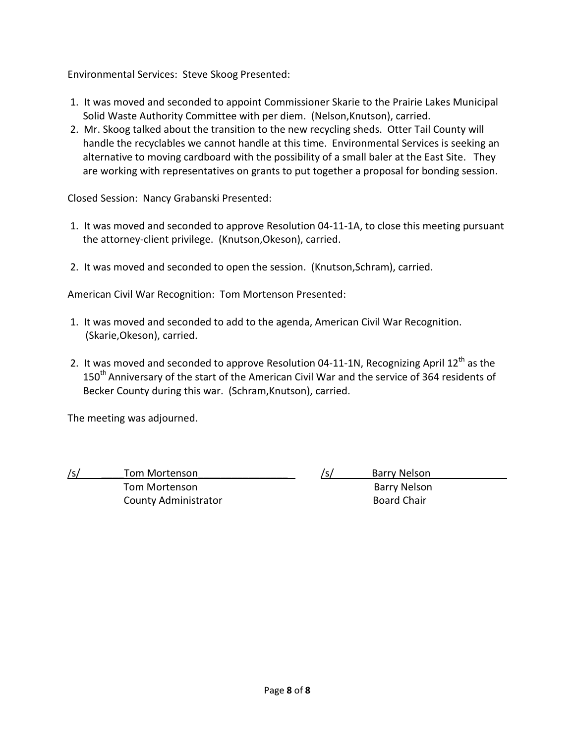Environmental Services: Steve Skoog Presented:

1. It was moved and seconded to appoint Commissioner Skarie to the Prairie Lakes Municipal Solid Waste Authority Committee with per diem. (Nelson,Knutson), carried.
2. Mr. Skoog talked about the transition to the new recycling sheds. Otter Tail County will handle the recyclables we cannot handle at this time. Environmental Services is seeking an alternative to moving cardboard with the possibility of a small baler at the East Site. They are working with representatives on grants to put together a proposal for bonding session.

Closed Session: Nancy Grabanski Presented:

1. It was moved and seconded to approve Resolution 04-11-1A, to close this meeting pursuant the attorney-client privilege. (Knutson,Okeson), carried.

2. It was moved and seconded to open the session. (Knutson,Schram), carried.

American Civil War Recognition: Tom Mortenson Presented:

1. It was moved and seconded to add to the agenda, American Civil War Recognition. (Skarie,Okeson), carried.

2. It was moved and seconded to approve Resolution 04-11-1N, Recognizing April 12th as the 150th Anniversary of the start of the American Civil War and the service of 364 residents of Becker County during this war. (Schram,Knutson), carried.

The meeting was adjourned.

| | |
|---|---|
| /s/ Tom Mortenson | /s/ Barry Nelson |
| Tom Mortenson | Barry Nelson |
| County Administrator | Board Chair |